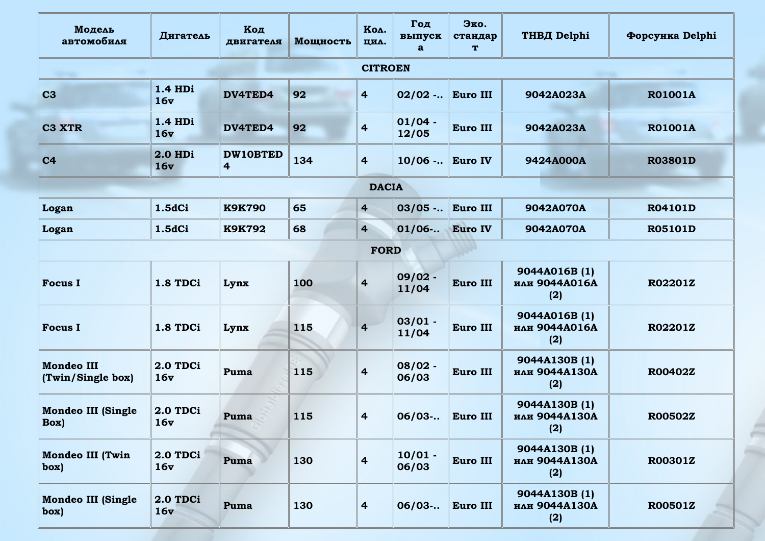| Модель автомобиля | Дигатель | Код двигателя | Мощность | Кол. цил. | Год выпуска | Эко. стандарт | ТНВД Delphi | Форсунка Delphi |
|---|---|---|---|---|---|---|---|---|
| **CITROEN** | | | | | | | | |
| C3 | 1.4 HDi 16v | DV4TED4 | 92 | 4 | 02/02 -.. | Euro III | 9042A023A | R01001A |
| C3 XTR | 1.4 HDi 16v | DV4TED4 | 92 | 4 | 01/04 - 12/05 | Euro III | 9042A023A | R01001A |
| C4 | 2.0 HDi 16v | DW10BTED 4 | 134 | 4 | 10/06 -.. | Euro IV | 9424A000A | R03801D |
| **DACIA** | | | | | | | | |
| Logan | 1.5dCi | K9K790 | 65 | 4 | 03/05 -.. | Euro III | 9042A070A | R04101D |
| Logan | 1.5dCi | K9K792 | 68 | 4 | 01/06-.. | Euro IV | 9042A070A | R05101D |
| **FORD** | | | | | | | | |
| Focus I | 1.8 TDCi | Lynx | 100 | 4 | 09/02 - 11/04 | Euro III | 9044A016B (1) или 9044A016A (2) | R02201Z |
| Focus I | 1.8 TDCi | Lynx | 115 | 4 | 03/01 - 11/04 | Euro III | 9044A016B (1) или 9044A016A (2) | R02201Z |
| Mondeo III (Twin/Single box) | 2.0 TDCi 16v | Puma | 115 | 4 | 08/02 - 06/03 | Euro III | 9044A130B (1) или 9044A130A (2) | R00402Z |
| Mondeo III (Single Box) | 2.0 TDCi 16v | Puma | 115 | 4 | 06/03-.. | Euro III | 9044A130B (1) или 9044A130A (2) | R00502Z |
| Mondeo III (Twin box) | 2.0 TDCi 16v | Puma | 130 | 4 | 10/01 - 06/03 | Euro III | 9044A130B (1) или 9044A130A (2) | R00301Z |
| Mondeo III (Single box) | 2.0 TDCi 16v | Puma | 130 | 4 | 06/03-.. | Euro III | 9044A130B (1) или 9044A130A (2) | R00501Z |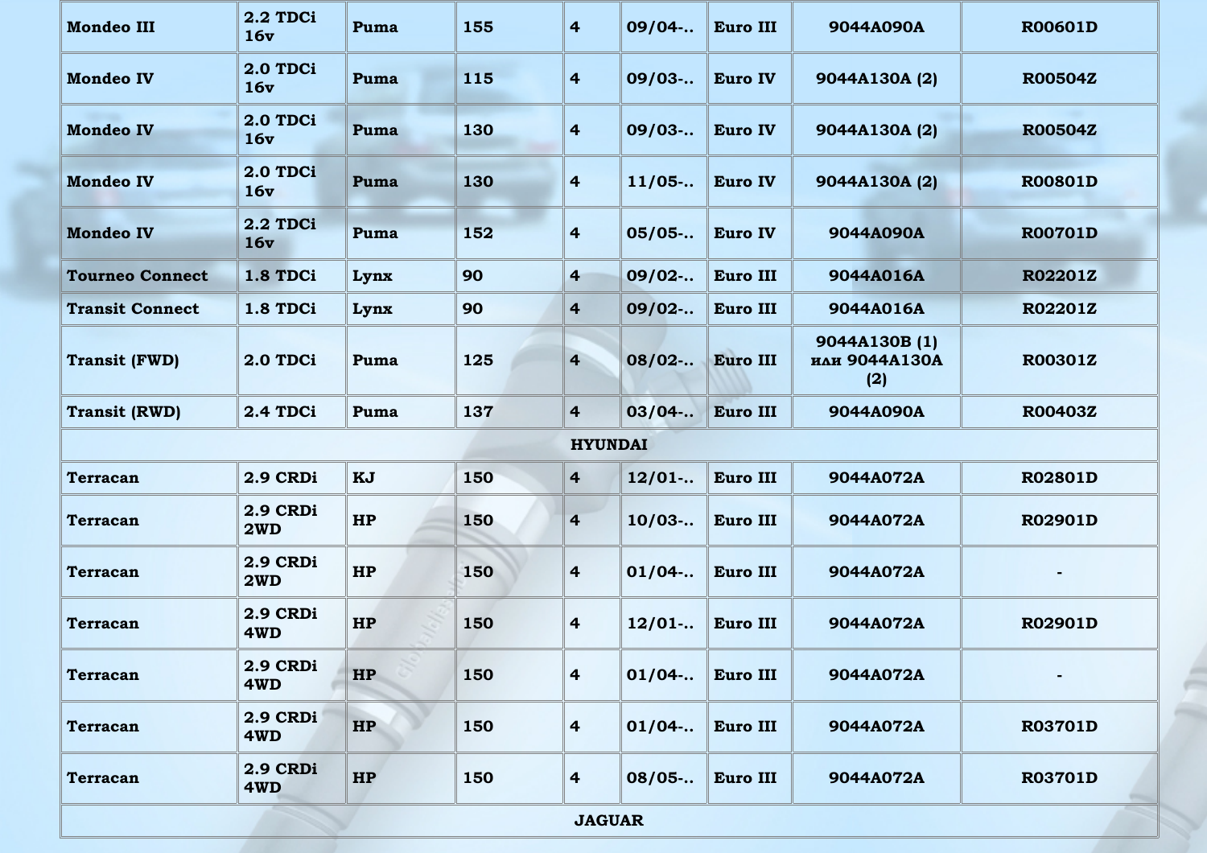| | | | | | | | | |
|---|---|---|---|---|---|---|---|---|
| **Mondeo III** | **2.2 TDCi 16v** | **Puma** | **155** | **4** | **09/04-..** | **Euro III** | **9044A090A** | **R00601D** |
| **Mondeo IV** | **2.0 TDCi 16v** | **Puma** | **115** | **4** | **09/03-..** | **Euro IV** | **9044A130A (2)** | **R00504Z** |
| **Mondeo IV** | **2.0 TDCi 16v** | **Puma** | **130** | **4** | **09/03-..** | **Euro IV** | **9044A130A (2)** | **R00504Z** |
| **Mondeo IV** | **2.0 TDCi 16v** | **Puma** | **130** | **4** | **11/05-..** | **Euro IV** | **9044A130A (2)** | **R00801D** |
| **Mondeo IV** | **2.2 TDCi 16v** | **Puma** | **152** | **4** | **05/05-..** | **Euro IV** | **9044A090A** | **R00701D** |
| **Tourneo Connect** | **1.8 TDCi** | **Lynx** | **90** | **4** | **09/02-..** | **Euro III** | **9044A016A** | **R02201Z** |
| **Transit Connect** | **1.8 TDCi** | **Lynx** | **90** | **4** | **09/02-..** | **Euro III** | **9044A016A** | **R02201Z** |
| **Transit (FWD)** | **2.0 TDCi** | **Puma** | **125** | **4** | **08/02-..** | **Euro III** | **9044A130B (1) или 9044A130A (2)** | **R00301Z** |
| **Transit (RWD)** | **2.4 TDCi** | **Puma** | **137** | **4** | **03/04-..** | **Euro III** | **9044A090A** | **R00403Z** |
| **HYUNDAI** | | | | | | | | |
| **Terracan** | **2.9 CRDi** | **KJ** | **150** | **4** | **12/01-..** | **Euro III** | **9044A072A** | **R02801D** |
| **Terracan** | **2.9 CRDi 2WD** | **HP** | **150** | **4** | **10/03-..** | **Euro III** | **9044A072A** | **R02901D** |
| **Terracan** | **2.9 CRDi 2WD** | **HP** | **150** | **4** | **01/04-..** | **Euro III** | **9044A072A** | **-** |
| **Terracan** | **2.9 CRDi 4WD** | **HP** | **150** | **4** | **12/01-..** | **Euro III** | **9044A072A** | **R02901D** |
| **Terracan** | **2.9 CRDi 4WD** | **HP** | **150** | **4** | **01/04-..** | **Euro III** | **9044A072A** | **-** |
| **Terracan** | **2.9 CRDi 4WD** | **HP** | **150** | **4** | **01/04-..** | **Euro III** | **9044A072A** | **R03701D** |
| **Terracan** | **2.9 CRDi 4WD** | **HP** | **150** | **4** | **08/05-..** | **Euro III** | **9044A072A** | **R03701D** |
| **JAGUAR** | | | | | | | | |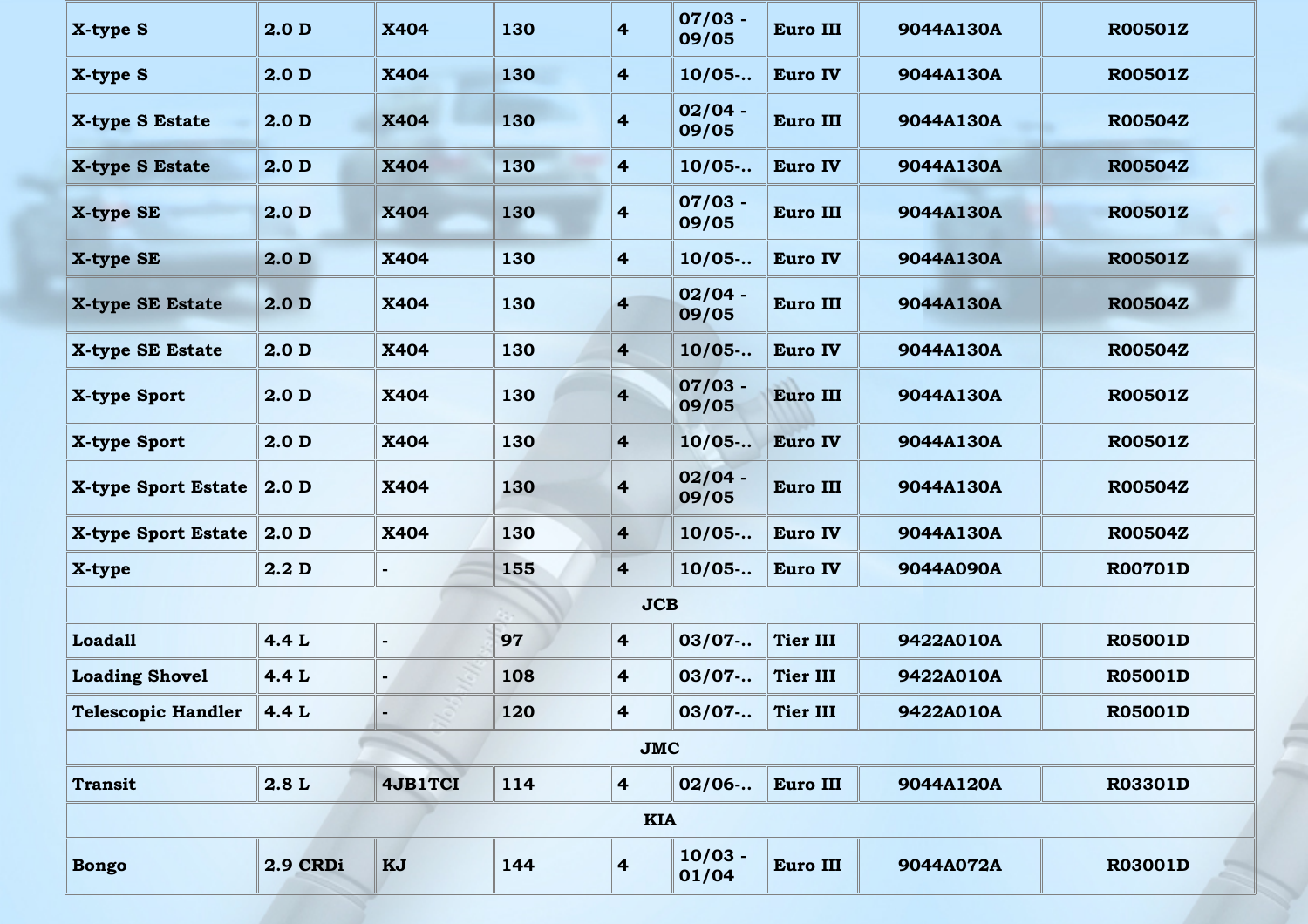| | | | | | | | | |
|---|---|---|---|---|---|---|---|---|
| **X-type S** | **2.0 D** | **X404** | **130** | **4** | **07/03 - 09/05** | **Euro III** | **9044A130A** | **R00501Z** |
| **X-type S** | **2.0 D** | **X404** | **130** | **4** | **10/05-..** | **Euro IV** | **9044A130A** | **R00501Z** |
| **X-type S Estate** | **2.0 D** | **X404** | **130** | **4** | **02/04 - 09/05** | **Euro III** | **9044A130A** | **R00504Z** |
| **X-type S Estate** | **2.0 D** | **X404** | **130** | **4** | **10/05-..** | **Euro IV** | **9044A130A** | **R00504Z** |
| **X-type SE** | **2.0 D** | **X404** | **130** | **4** | **07/03 - 09/05** | **Euro III** | **9044A130A** | **R00501Z** |
| **X-type SE** | **2.0 D** | **X404** | **130** | **4** | **10/05-..** | **Euro IV** | **9044A130A** | **R00501Z** |
| **X-type SE Estate** | **2.0 D** | **X404** | **130** | **4** | **02/04 - 09/05** | **Euro III** | **9044A130A** | **R00504Z** |
| **X-type SE Estate** | **2.0 D** | **X404** | **130** | **4** | **10/05-..** | **Euro IV** | **9044A130A** | **R00504Z** |
| **X-type Sport** | **2.0 D** | **X404** | **130** | **4** | **07/03 - 09/05** | **Euro III** | **9044A130A** | **R00501Z** |
| **X-type Sport** | **2.0 D** | **X404** | **130** | **4** | **10/05-..** | **Euro IV** | **9044A130A** | **R00501Z** |
| **X-type Sport Estate** | **2.0 D** | **X404** | **130** | **4** | **02/04 - 09/05** | **Euro III** | **9044A130A** | **R00504Z** |
| **X-type Sport Estate** | **2.0 D** | **X404** | **130** | **4** | **10/05-..** | **Euro IV** | **9044A130A** | **R00504Z** |
| **X-type** | **2.2 D** | **-** | **155** | **4** | **10/05-..** | **Euro IV** | **9044A090A** | **R00701D** |
| **JCB** | | | | | | | | |
| **Loadall** | **4.4 L** | **-** | **97** | **4** | **03/07-..** | **Tier III** | **9422A010A** | **R05001D** |
| **Loading Shovel** | **4.4 L** | **-** | **108** | **4** | **03/07-..** | **Tier III** | **9422A010A** | **R05001D** |
| **Telescopic Handler** | **4.4 L** | **-** | **120** | **4** | **03/07-..** | **Tier III** | **9422A010A** | **R05001D** |
| **JMC** | | | | | | | | |
| **Transit** | **2.8 L** | **4JB1TCI** | **114** | **4** | **02/06-..** | **Euro III** | **9044A120A** | **R03301D** |
| **KIA** | | | | | | | | |
| **Bongo** | **2.9 CRDi** | **KJ** | **144** | **4** | **10/03 - 01/04** | **Euro III** | **9044A072A** | **R03001D** |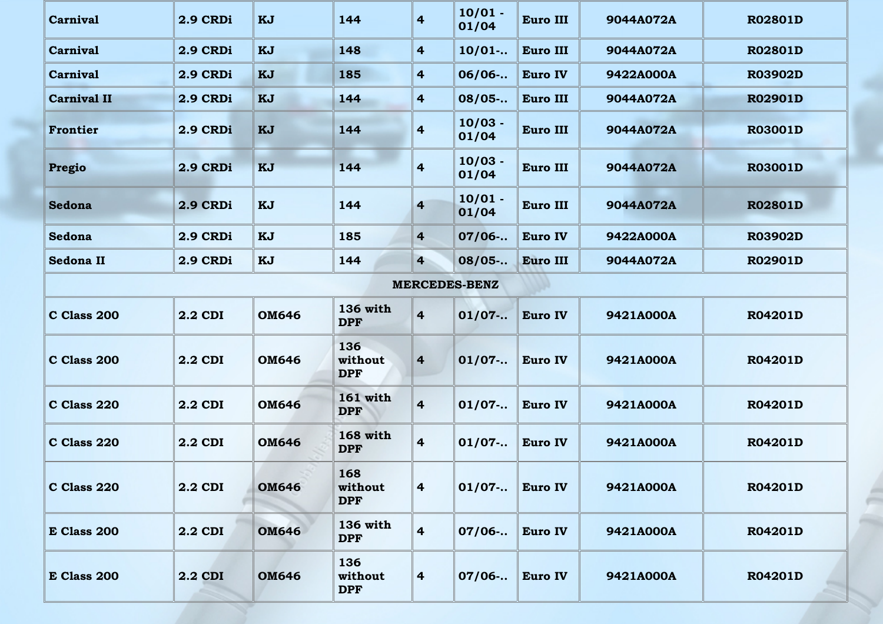| | | | | | | | | |
|---|---|---|---|---|---|---|---|---|
| **Carnival** | **2.9 CRDi** | **KJ** | **144** | **4** | **10/01 - 01/04** | **Euro III** | **9044A072A** | **R02801D** |
| **Carnival** | **2.9 CRDi** | **KJ** | **148** | **4** | **10/01-..** | **Euro III** | **9044A072A** | **R02801D** |
| **Carnival** | **2.9 CRDi** | **KJ** | **185** | **4** | **06/06-..** | **Euro IV** | **9422A000A** | **R03902D** |
| **Carnival II** | **2.9 CRDi** | **KJ** | **144** | **4** | **08/05-..** | **Euro III** | **9044A072A** | **R02901D** |
| **Frontier** | **2.9 CRDi** | **KJ** | **144** | **4** | **10/03 - 01/04** | **Euro III** | **9044A072A** | **R03001D** |
| **Pregio** | **2.9 CRDi** | **KJ** | **144** | **4** | **10/03 - 01/04** | **Euro III** | **9044A072A** | **R03001D** |
| **Sedona** | **2.9 CRDi** | **KJ** | **144** | **4** | **10/01 - 01/04** | **Euro III** | **9044A072A** | **R02801D** |
| **Sedona** | **2.9 CRDi** | **KJ** | **185** | **4** | **07/06-..** | **Euro IV** | **9422A000A** | **R03902D** |
| **Sedona II** | **2.9 CRDi** | **KJ** | **144** | **4** | **08/05-..** | **Euro III** | **9044A072A** | **R02901D** |
| **MERCEDES-BENZ** | | | | | | | | |
| **C Class 200** | **2.2 CDI** | **OM646** | **136 with DPF** | **4** | **01/07-..** | **Euro IV** | **9421A000A** | **R04201D** |
| **C Class 200** | **2.2 CDI** | **OM646** | **136 without DPF** | **4** | **01/07-..** | **Euro IV** | **9421A000A** | **R04201D** |
| **C Class 220** | **2.2 CDI** | **OM646** | **161 with DPF** | **4** | **01/07-..** | **Euro IV** | **9421A000A** | **R04201D** |
| **C Class 220** | **2.2 CDI** | **OM646** | **168 with DPF** | **4** | **01/07-..** | **Euro IV** | **9421A000A** | **R04201D** |
| **C Class 220** | **2.2 CDI** | **OM646** | **168 without DPF** | **4** | **01/07-..** | **Euro IV** | **9421A000A** | **R04201D** |
| **E Class 200** | **2.2 CDI** | **OM646** | **136 with DPF** | **4** | **07/06-..** | **Euro IV** | **9421A000A** | **R04201D** |
| **E Class 200** | **2.2 CDI** | **OM646** | **136 without DPF** | **4** | **07/06-..** | **Euro IV** | **9421A000A** | **R04201D** |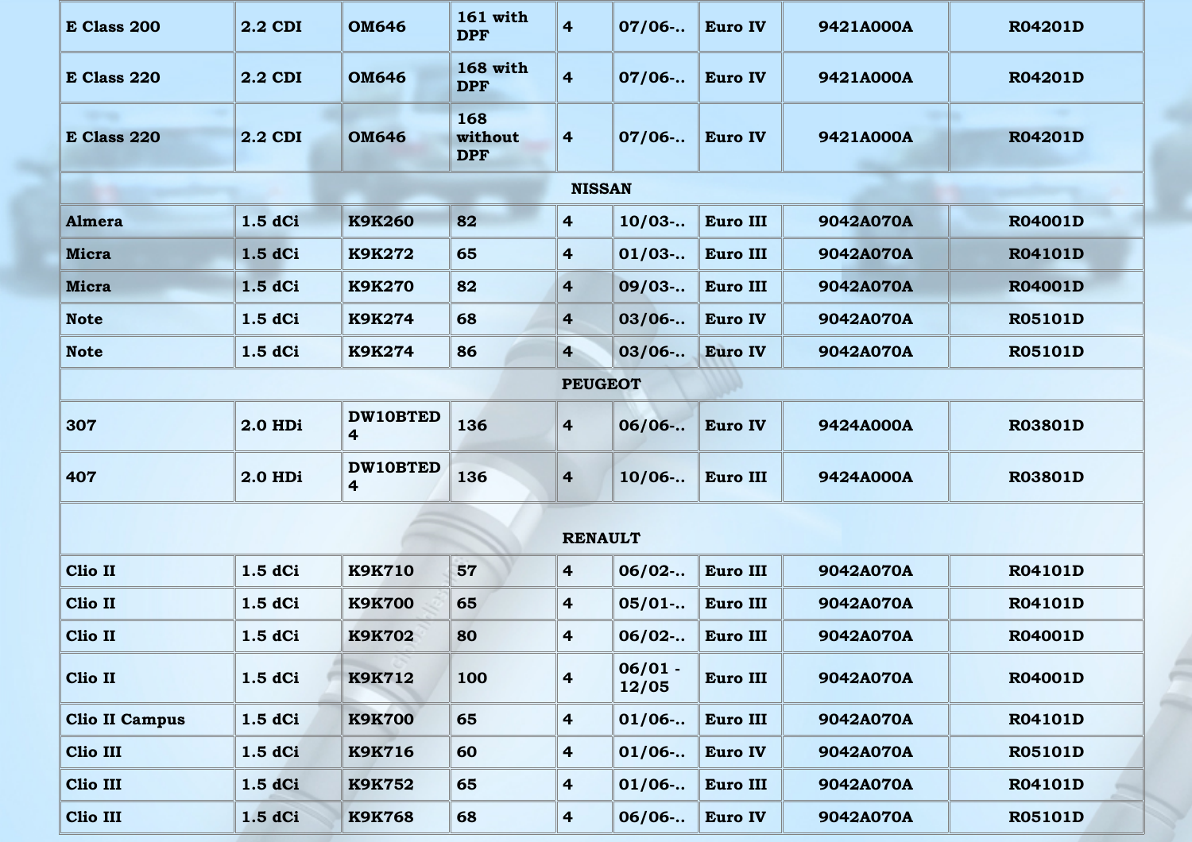| | | | | | | | | |
|---|---|---|---|---|---|---|---|---|
| **E Class 200** | **2.2 CDI** | **OM646** | **161 with DPF** | **4** | **07/06-..** | **Euro IV** | **9421A000A** | **R04201D** |
| **E Class 220** | **2.2 CDI** | **OM646** | **168 with DPF** | **4** | **07/06-..** | **Euro IV** | **9421A000A** | **R04201D** |
| **E Class 220** | **2.2 CDI** | **OM646** | **168 without DPF** | **4** | **07/06-..** | **Euro IV** | **9421A000A** | **R04201D** |
| | | | | **NISSAN** | | | | |
| **Almera** | **1.5 dCi** | **K9K260** | **82** | **4** | **10/03-..** | **Euro III** | **9042A070A** | **R04001D** |
| **Micra** | **1.5 dCi** | **K9K272** | **65** | **4** | **01/03-..** | **Euro III** | **9042A070A** | **R04101D** |
| **Micra** | **1.5 dCi** | **K9K270** | **82** | **4** | **09/03-..** | **Euro III** | **9042A070A** | **R04001D** |
| **Note** | **1.5 dCi** | **K9K274** | **68** | **4** | **03/06-..** | **Euro IV** | **9042A070A** | **R05101D** |
| **Note** | **1.5 dCi** | **K9K274** | **86** | **4** | **03/06-..** | **Euro IV** | **9042A070A** | **R05101D** |
| | | | | **PEUGEOT** | | | | |
| **307** | **2.0 HDi** | **DW10BTED 4** | **136** | **4** | **06/06-..** | **Euro IV** | **9424A000A** | **R03801D** |
| **407** | **2.0 HDi** | **DW10BTED 4** | **136** | **4** | **10/06-..** | **Euro III** | **9424A000A** | **R03801D** |
| | | | | **RENAULT** | | | | |
| **Clio II** | **1.5 dCi** | **K9K710** | **57** | **4** | **06/02-..** | **Euro III** | **9042A070A** | **R04101D** |
| **Clio II** | **1.5 dCi** | **K9K700** | **65** | **4** | **05/01-..** | **Euro III** | **9042A070A** | **R04101D** |
| **Clio II** | **1.5 dCi** | **K9K702** | **80** | **4** | **06/02-..** | **Euro III** | **9042A070A** | **R04001D** |
| **Clio II** | **1.5 dCi** | **K9K712** | **100** | **4** | **06/01 - 12/05** | **Euro III** | **9042A070A** | **R04001D** |
| **Clio II Campus** | **1.5 dCi** | **K9K700** | **65** | **4** | **01/06-..** | **Euro III** | **9042A070A** | **R04101D** |
| **Clio III** | **1.5 dCi** | **K9K716** | **60** | **4** | **01/06-..** | **Euro IV** | **9042A070A** | **R05101D** |
| **Clio III** | **1.5 dCi** | **K9K752** | **65** | **4** | **01/06-..** | **Euro III** | **9042A070A** | **R04101D** |
| **Clio III** | **1.5 dCi** | **K9K768** | **68** | **4** | **06/06-..** | **Euro IV** | **9042A070A** | **R05101D** |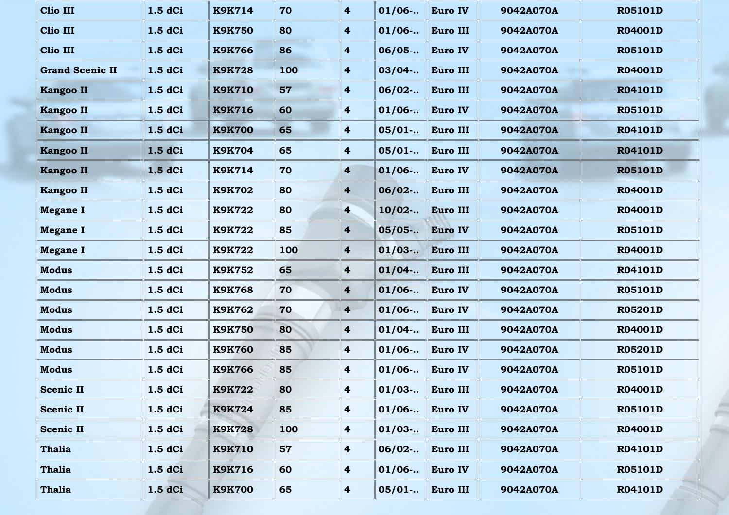| | | | | | | | | |
|---|---|---|---|---|---|---|---|---|
| Clio III | 1.5 dCi | K9K714 | 70 | 4 | 01/06-.. | Euro IV | 9042A070A | R05101D |
| Clio III | 1.5 dCi | K9K750 | 80 | 4 | 01/06-.. | Euro III | 9042A070A | R04001D |
| Clio III | 1.5 dCi | K9K766 | 86 | 4 | 06/05-.. | Euro IV | 9042A070A | R05101D |
| Grand Scenic II | 1.5 dCi | K9K728 | 100 | 4 | 03/04-.. | Euro III | 9042A070A | R04001D |
| Kangoo II | 1.5 dCi | K9K710 | 57 | 4 | 06/02-.. | Euro III | 9042A070A | R04101D |
| Kangoo II | 1.5 dCi | K9K716 | 60 | 4 | 01/06-.. | Euro IV | 9042A070A | R05101D |
| Kangoo II | 1.5 dCi | K9K700 | 65 | 4 | 05/01-.. | Euro III | 9042A070A | R04101D |
| Kangoo II | 1.5 dCi | K9K704 | 65 | 4 | 05/01-.. | Euro III | 9042A070A | R04101D |
| Kangoo II | 1.5 dCi | K9K714 | 70 | 4 | 01/06-.. | Euro IV | 9042A070A | R05101D |
| Kangoo II | 1.5 dCi | K9K702 | 80 | 4 | 06/02-.. | Euro III | 9042A070A | R04001D |
| Megane I | 1.5 dCi | K9K722 | 80 | 4 | 10/02-.. | Euro III | 9042A070A | R04001D |
| Megane I | 1.5 dCi | K9K722 | 85 | 4 | 05/05-.. | Euro IV | 9042A070A | R05101D |
| Megane I | 1.5 dCi | K9K722 | 100 | 4 | 01/03-.. | Euro III | 9042A070A | R04001D |
| Modus | 1.5 dCi | K9K752 | 65 | 4 | 01/04-.. | Euro III | 9042A070A | R04101D |
| Modus | 1.5 dCi | K9K768 | 70 | 4 | 01/06-.. | Euro IV | 9042A070A | R05101D |
| Modus | 1.5 dCi | K9K762 | 70 | 4 | 01/06-.. | Euro IV | 9042A070A | R05201D |
| Modus | 1.5 dCi | K9K750 | 80 | 4 | 01/04-.. | Euro III | 9042A070A | R04001D |
| Modus | 1.5 dCi | K9K760 | 85 | 4 | 01/06-.. | Euro IV | 9042A070A | R05201D |
| Modus | 1.5 dCi | K9K766 | 85 | 4 | 01/06-.. | Euro IV | 9042A070A | R05101D |
| Scenic II | 1.5 dCi | K9K722 | 80 | 4 | 01/03-.. | Euro III | 9042A070A | R04001D |
| Scenic II | 1.5 dCi | K9K724 | 85 | 4 | 01/06-.. | Euro IV | 9042A070A | R05101D |
| Scenic II | 1.5 dCi | K9K728 | 100 | 4 | 01/03-.. | Euro III | 9042A070A | R04001D |
| Thalia | 1.5 dCi | K9K710 | 57 | 4 | 06/02-.. | Euro III | 9042A070A | R04101D |
| Thalia | 1.5 dCi | K9K716 | 60 | 4 | 01/06-.. | Euro IV | 9042A070A | R05101D |
| Thalia | 1.5 dCi | K9K700 | 65 | 4 | 05/01-.. | Euro III | 9042A070A | R04101D |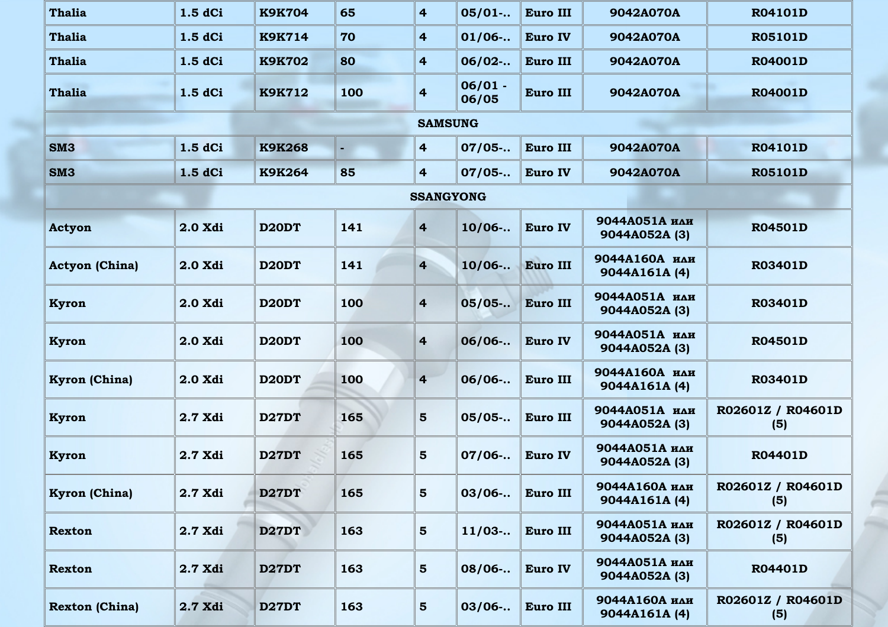| | | | | | | | | |
|---|---|---|---|---|---|---|---|---|
| **Thalia** | **1.5 dCi** | **K9K704** | **65** | **4** | **05/01-..** | **Euro III** | **9042A070A** | **R04101D** |
| **Thalia** | **1.5 dCi** | **K9K714** | **70** | **4** | **01/06-..** | **Euro IV** | **9042A070A** | **R05101D** |
| **Thalia** | **1.5 dCi** | **K9K702** | **80** | **4** | **06/02-..** | **Euro III** | **9042A070A** | **R04001D** |
| **Thalia** | **1.5 dCi** | **K9K712** | **100** | **4** | **06/01 - 06/05** | **Euro III** | **9042A070A** | **R04001D** |
| **SAMSUNG** | | | | | | | | |
| **SM3** | **1.5 dCi** | **K9K268** | **-** | **4** | **07/05-..** | **Euro III** | **9042A070A** | **R04101D** |
| **SM3** | **1.5 dCi** | **K9K264** | **85** | **4** | **07/05-..** | **Euro IV** | **9042A070A** | **R05101D** |
| **SSANGYONG** | | | | | | | | |
| **Actyon** | **2.0 Xdi** | **D20DT** | **141** | **4** | **10/06-..** | **Euro IV** | **9044A051A или 9044A052A (3)** | **R04501D** |
| **Actyon (China)** | **2.0 Xdi** | **D20DT** | **141** | **4** | **10/06-..** | **Euro III** | **9044A160A или 9044A161A (4)** | **R03401D** |
| **Kyron** | **2.0 Xdi** | **D20DT** | **100** | **4** | **05/05-..** | **Euro III** | **9044A051A или 9044A052A (3)** | **R03401D** |
| **Kyron** | **2.0 Xdi** | **D20DT** | **100** | **4** | **06/06-..** | **Euro IV** | **9044A051A или 9044A052A (3)** | **R04501D** |
| **Kyron (China)** | **2.0 Xdi** | **D20DT** | **100** | **4** | **06/06-..** | **Euro III** | **9044A160A или 9044A161A (4)** | **R03401D** |
| **Kyron** | **2.7 Xdi** | **D27DT** | **165** | **5** | **05/05-..** | **Euro III** | **9044A051A или 9044A052A (3)** | **R02601Z / R04601D (5)** |
| **Kyron** | **2.7 Xdi** | **D27DT** | **165** | **5** | **07/06-..** | **Euro IV** | **9044A051A или 9044A052A (3)** | **R04401D** |
| **Kyron (China)** | **2.7 Xdi** | **D27DT** | **165** | **5** | **03/06-..** | **Euro III** | **9044A160A или 9044A161A (4)** | **R02601Z / R04601D (5)** |
| **Rexton** | **2.7 Xdi** | **D27DT** | **163** | **5** | **11/03-..** | **Euro III** | **9044A051A или 9044A052A (3)** | **R02601Z / R04601D (5)** |
| **Rexton** | **2.7 Xdi** | **D27DT** | **163** | **5** | **08/06-..** | **Euro IV** | **9044A051A или 9044A052A (3)** | **R04401D** |
| **Rexton (China)** | **2.7 Xdi** | **D27DT** | **163** | **5** | **03/06-..** | **Euro III** | **9044A160A или 9044A161A (4)** | **R02601Z / R04601D (5)** |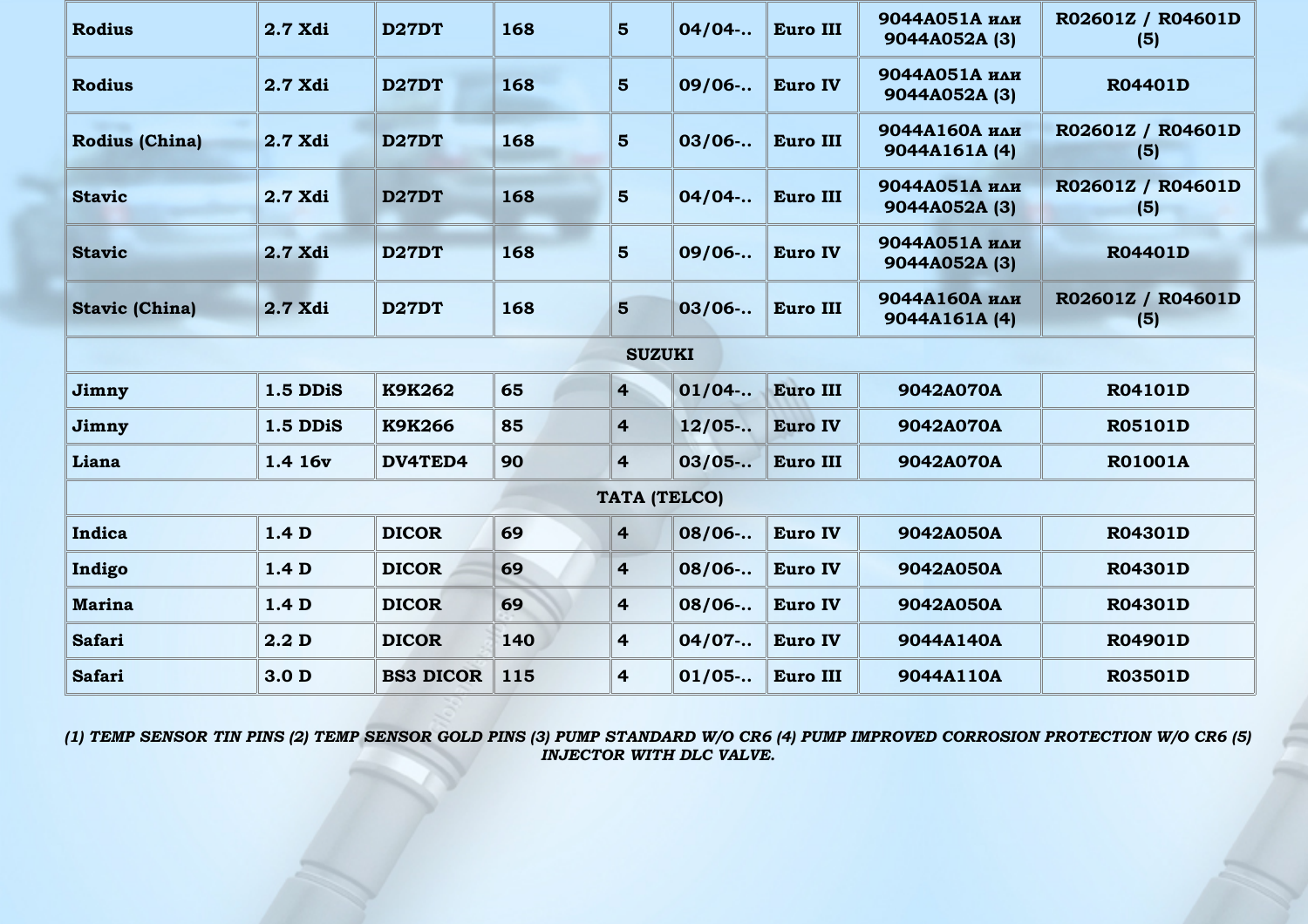| | | | | | | | | |
|---|---|---|---|---|---|---|---|---|
| **Rodius** | **2.7 Xdi** | **D27DT** | **168** | **5** | **04/04-..** | **Euro III** | **9044A051A или 9044A052A (3)** | **R02601Z / R04601D (5)** |
| **Rodius** | **2.7 Xdi** | **D27DT** | **168** | **5** | **09/06-..** | **Euro IV** | **9044A051A или 9044A052A (3)** | **R04401D** |
| **Rodius (China)** | **2.7 Xdi** | **D27DT** | **168** | **5** | **03/06-..** | **Euro III** | **9044A160A или 9044A161A (4)** | **R02601Z / R04601D (5)** |
| **Stavic** | **2.7 Xdi** | **D27DT** | **168** | **5** | **04/04-..** | **Euro III** | **9044A051A или 9044A052A (3)** | **R02601Z / R04601D (5)** |
| **Stavic** | **2.7 Xdi** | **D27DT** | **168** | **5** | **09/06-..** | **Euro IV** | **9044A051A или 9044A052A (3)** | **R04401D** |
| **Stavic (China)** | **2.7 Xdi** | **D27DT** | **168** | **5** | **03/06-..** | **Euro III** | **9044A160A или 9044A161A (4)** | **R02601Z / R04601D (5)** |
| **SUZUKI** | | | | | | | | |
| **Jimny** | **1.5 DDiS** | **K9K262** | **65** | **4** | **01/04-..** | **Euro III** | **9042A070A** | **R04101D** |
| **Jimny** | **1.5 DDiS** | **K9K266** | **85** | **4** | **12/05-..** | **Euro IV** | **9042A070A** | **R05101D** |
| **Liana** | **1.4 16v** | **DV4TED4** | **90** | **4** | **03/05-..** | **Euro III** | **9042A070A** | **R01001A** |
| **TATA (TELCO)** | | | | | | | | |
| **Indica** | **1.4 D** | **DICOR** | **69** | **4** | **08/06-..** | **Euro IV** | **9042A050A** | **R04301D** |
| **Indigo** | **1.4 D** | **DICOR** | **69** | **4** | **08/06-..** | **Euro IV** | **9042A050A** | **R04301D** |
| **Marina** | **1.4 D** | **DICOR** | **69** | **4** | **08/06-..** | **Euro IV** | **9042A050A** | **R04301D** |
| **Safari** | **2.2 D** | **DICOR** | **140** | **4** | **04/07-..** | **Euro IV** | **9044A140A** | **R04901D** |
| **Safari** | **3.0 D** | **BS3 DICOR** | **115** | **4** | **01/05-..** | **Euro III** | **9044A110A** | **R03501D** |

***(1) TEMP SENSOR TIN PINS (2) TEMP SENSOR GOLD PINS (3) PUMP STANDARD W/O CR6 (4) PUMP IMPROVED CORROSION PROTECTION W/O CR6 (5) INJECTOR WITH DLC VALVE.***